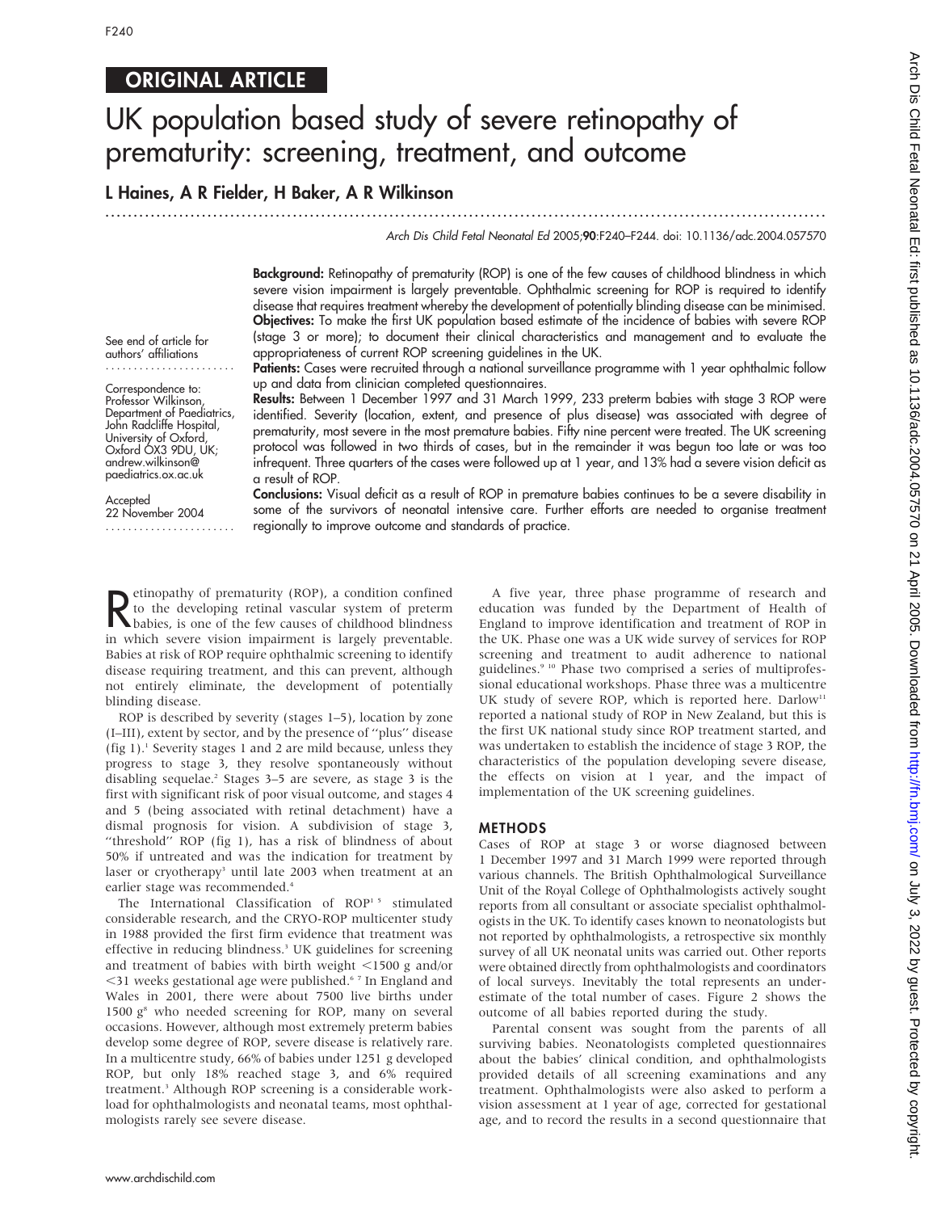ORIGINAL ARTICLE

# UK population based study of severe retinopathy of prematurity: screening, treatment, and outcome

**L Haines, A R Fielder, H Baker, A R Wilkinson**

See end of article for authors' affiliations

Correspondence to: Professor Wilkinson, Department of Paediatrics, John Radcliffe Hospital, University of Oxford, Oxford OX3 9DU, UK; andrew.wilkinson@paediatrics.ox.ac.uk

Accepted 22 November 2004

**Background:** Retinopathy of prematurity (ROP) is one of the few causes of childhood blindness in which severe vision impairment is largely preventable. Ophthalmic screening for ROP is required to identify disease that requires treatment whereby the development of potentially blinding disease can be minimised.

**Objectives:** To make the first UK population based estimate of the incidence of babies with severe ROP (stage 3 or more); to document their clinical characteristics and management and to evaluate the appropriateness of current ROP screening guidelines in the UK.

**Patients:** Cases were recruited through a national surveillance programme with 1 year ophthalmic follow up and data from clinician completed questionnaires.

**Results:** Between 1 December 1997 and 31 March 1999, 233 preterm babies with stage 3 ROP were identified. Severity (location, extent, and presence of plus disease) was associated with degree of prematurity, most severe in the most premature babies. Fifty nine percent were treated. The UK screening protocol was followed in two thirds of cases, but in the remainder it was begun too late or was too infrequent. Three quarters of the cases were followed up at 1 year, and 13% had a severe vision deficit as a result of ROP.

**Conclusions:** Visual deficit as a result of ROP in premature babies continues to be a severe disability in some of the survivors of neonatal intensive care. Further efforts are needed to organise treatment regionally to improve outcome and standards of practice.

Retinopathy of prematurity (ROP), a condition confined to the developing retinal vascular system of preterm babies, is one of the few causes of childhood blindness in which severe vision impairment is largely preventable. Babies at risk of ROP require ophthalmic screening to identify disease requiring treatment, and this can prevent, although not entirely eliminate, the development of potentially blinding disease.

ROP is described by severity (stages 1–5), location by zone (I–III), extent by sector, and by the presence of "plus" disease (fig 1).[1] Severity stages 1 and 2 are mild because, unless they progress to stage 3, they resolve spontaneously without disabling sequelae.[2] Stages 3–5 are severe, as stage 3 is the first with significant risk of poor visual outcome, and stages 4 and 5 (being associated with retinal detachment) have a dismal prognosis for vision. A subdivision of stage 3, "threshold" ROP (fig 1), has a risk of blindness of about 50% if untreated and was the indication for treatment by laser or cryotherapy[3] until late 2003 when treatment at an earlier stage was recommended.[4]

The International Classification of ROP[1 5] stimulated considerable research, and the CRYO-ROP multicenter study in 1988 provided the first firm evidence that treatment was effective in reducing blindness.[3] UK guidelines for screening and treatment of babies with birth weight <1500 g and/or <31 weeks gestational age were published.[6 7] In England and Wales in 2001, there were about 7500 live births under 1500 g[8] who needed screening for ROP, many on several occasions. However, although most extremely preterm babies develop some degree of ROP, severe disease is relatively rare. In a multicentre study, 66% of babies under 1251 g developed ROP, but only 18% reached stage 3, and 6% required treatment.[3] Although ROP screening is a considerable workload for ophthalmologists and neonatal teams, most ophthalmologists rarely see severe disease.

A five year, three phase programme of research and education was funded by the Department of Health of England to improve identification and treatment of ROP in the UK. Phase one was a UK wide survey of services for ROP screening and treatment to audit adherence to national guidelines.[9 10] Phase two comprised a series of multiprofessional educational workshops. Phase three was a multicentre UK study of severe ROP, which is reported here. Darlow[11] reported a national study of ROP in New Zealand, but this is the first UK national study since ROP treatment started, and was undertaken to establish the incidence of stage 3 ROP, the characteristics of the population developing severe disease, the effects on vision at 1 year, and the impact of implementation of the UK screening guidelines.

## METHODS

Cases of ROP at stage 3 or worse diagnosed between 1 December 1997 and 31 March 1999 were reported through various channels. The British Ophthalmological Surveillance Unit of the Royal College of Ophthalmologists actively sought reports from all consultant or associate specialist ophthalmologists in the UK. To identify cases known to neonatologists but not reported by ophthalmologists, a retrospective six monthly survey of all UK neonatal units was carried out. Other reports were obtained directly from ophthalmologists and coordinators of local surveys. Inevitably the total represents an underestimate of the total number of cases. Figure 2 shows the outcome of all babies reported during the study.

Parental consent was sought from the parents of all surviving babies. Neonatologists completed questionnaires about the babies' clinical condition, and ophthalmologists provided details of all screening examinations and any treatment. Ophthalmologists were also asked to perform a vision assessment at 1 year of age, corrected for gestational age, and to record the results in a second questionnaire that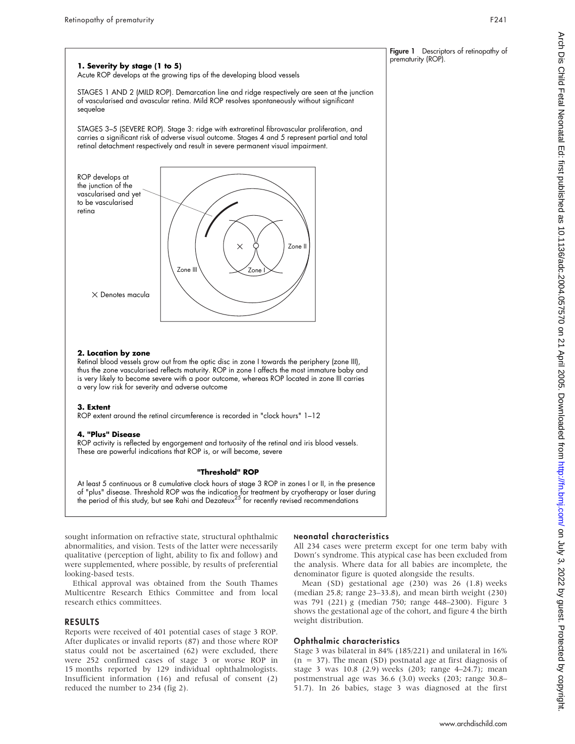**Figure 1** Descriptors of retinopathy of prematurity (ROP).

**1. Severity by stage (1 to 5)**
Acute ROP develops at the growing tips of the developing blood vessels

STAGES 1 AND 2 (MILD ROP). Demarcation line and ridge respectively are seen at the junction of vascularised and avascular retina. Mild ROP resolves spontaneously without significant sequelae

STAGES 3–5 (SEVERE ROP). Stage 3: ridge with extraretinal fibrovascular proliferation, and carries a significant risk of adverse visual outcome. Stages 4 and 5 represent partial and total retinal detachment respectively and result in severe permanent visual impairment.

ROP develops at the junction of the vascularised and yet to be vascularised retina

Zone I, Zone II, Zone III

× Denotes macula

**2. Location by zone**
Retinal blood vessels grow out from the optic disc in zone I towards the periphery (zone III), thus the zone vascularised reflects maturity. ROP in zone I affects the most immature baby and is very likely to become severe with a poor outcome, whereas ROP located in zone III carries a very low risk for severity and adverse outcome

**3. Extent**
ROP extent around the retinal circumference is recorded in "clock hours" 1–12

**4. "Plus" Disease**
ROP activity is reflected by engorgement and tortuosity of the retinal and iris blood vessels. These are powerful indications that ROP is, or will become, severe

**"Threshold" ROP**

At least 5 continuous or 8 cumulative clock hours of stage 3 ROP in zones I or II, in the presence of "plus" disease. Threshold ROP was the indication for treatment by cryotherapy or laser during the period of this study, but see Rahi and Dezateux[25] for recently revised recommendations

sought information on refractive state, structural ophthalmic abnormalities, and vision. Tests of the latter were necessarily qualitative (perception of light, ability to fix and follow) and were supplemented, where possible, by results of preferential looking-based tests.

Ethical approval was obtained from the South Thames Multicentre Research Ethics Committee and from local research ethics committees.

## RESULTS

Reports were received of 401 potential cases of stage 3 ROP. After duplicates or invalid reports (87) and those where ROP status could not be ascertained (62) were excluded, there were 252 confirmed cases of stage 3 or worse ROP in 15 months reported by 129 individual ophthalmologists. Insufficient information (16) and refusal of consent (2) reduced the number to 234 (fig 2).

### Neonatal characteristics

All 234 cases were preterm except for one term baby with Down's syndrome. This atypical case has been excluded from the analysis. Where data for all babies are incomplete, the denominator figure is quoted alongside the results.

Mean (SD) gestational age (230) was 26 (1.8) weeks (median 25.8; range 23–33.8), and mean birth weight (230) was 791 (221) g (median 750; range 448–2300). Figure 3 shows the gestational age of the cohort, and figure 4 the birth weight distribution.

### Ophthalmic characteristics

Stage 3 was bilateral in 84% (185/221) and unilateral in 16% (n = 37). The mean (SD) postnatal age at first diagnosis of stage 3 was 10.8 (2.9) weeks (203; range 4–24.7); mean postmenstrual age was 36.6 (3.0) weeks (203; range 30.8–51.7). In 26 babies, stage 3 was diagnosed at the first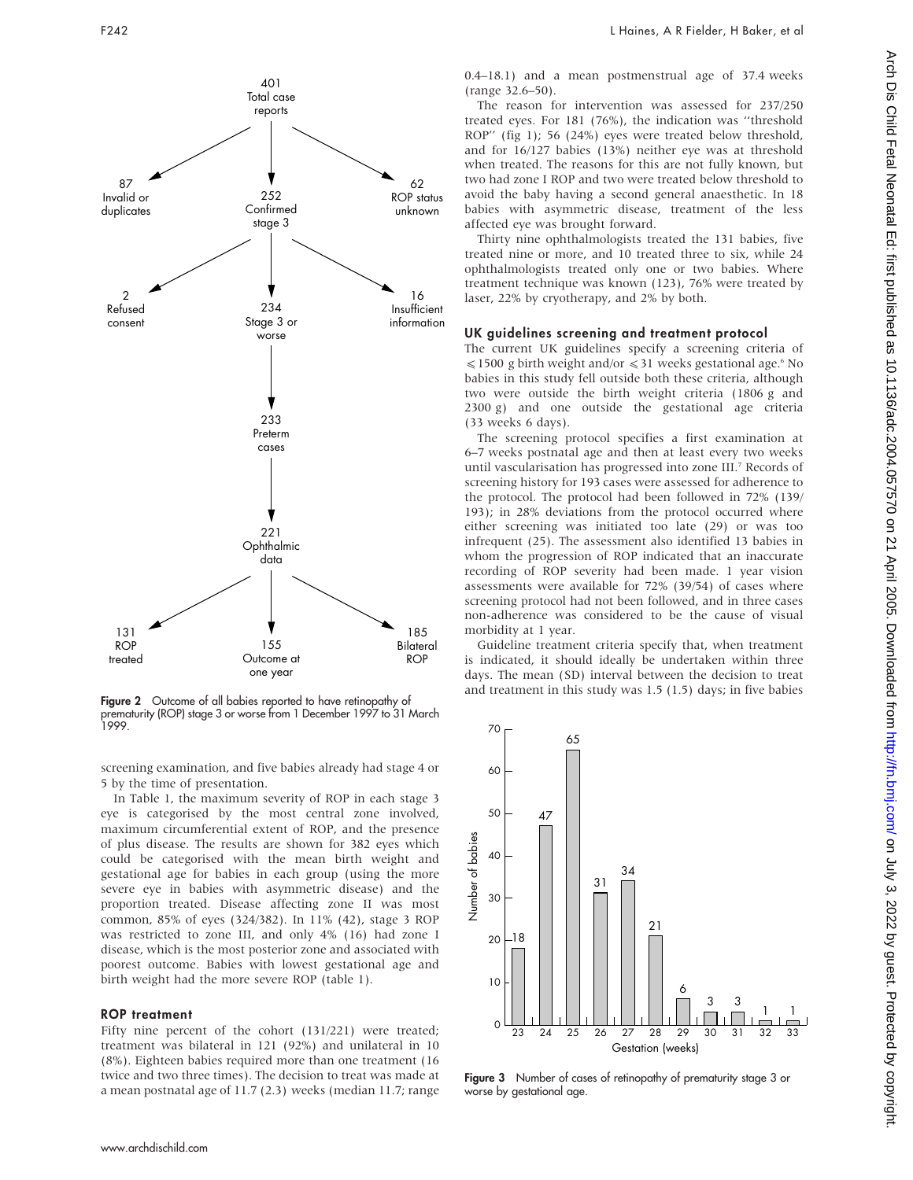401 Total case reports

87 Invalid or duplicates — 252 Confirmed stage 3 — 62 ROP status unknown

2 Refused consent — 234 Stage 3 or worse — 16 Insufficient information

233 Preterm cases

221 Ophthalmic data

131 ROP treated — 155 Outcome at one year — 185 Bilateral ROP

**Figure 2** Outcome of all babies reported to have retinopathy of prematurity (ROP) stage 3 or worse from 1 December 1997 to 31 March 1999.

screening examination, and five babies already had stage 4 or 5 by the time of presentation.

In Table 1, the maximum severity of ROP in each stage 3 eye is categorised by the most central zone involved, maximum circumferential extent of ROP, and the presence of plus disease. The results are shown for 382 eyes which could be categorised with the mean birth weight and gestational age for babies in each group (using the more severe eye in babies with asymmetric disease) and the proportion treated. Disease affecting zone II was most common, 85% of eyes (324/382). In 11% (42), stage 3 ROP was restricted to zone III, and only 4% (16) had zone I disease, which is the most posterior zone and associated with poorest outcome. Babies with lowest gestational age and birth weight had the more severe ROP (table 1).

## ROP treatment

Fifty nine percent of the cohort (131/221) were treated; treatment was bilateral in 121 (92%) and unilateral in 10 (8%). Eighteen babies required more than one treatment (16 twice and two three times). The decision to treat was made at a mean postnatal age of 11.7 (2.3) weeks (median 11.7; range 0.4–18.1) and a mean postmenstrual age of 37.4 weeks (range 32.6–50).

The reason for intervention was assessed for 237/250 treated eyes. For 181 (76%), the indication was "threshold ROP" (fig 1); 56 (24%) eyes were treated below threshold, and for 16/127 babies (13%) neither eye was at threshold when treated. The reasons for this are not fully known, but two had zone I ROP and two were treated below threshold to avoid the baby having a second general anaesthetic. In 18 babies with asymmetric disease, treatment of the less affected eye was brought forward.

Thirty nine ophthalmologists treated the 131 babies, five treated nine or more, and 10 treated three to six, while 24 ophthalmologists treated only one or two babies. Where treatment technique was known (123), 76% were treated by laser, 22% by cryotherapy, and 2% by both.

## UK guidelines screening and treatment protocol

The current UK guidelines specify a screening criteria of ⩽1500 g birth weight and/or ⩽31 weeks gestational age.[6] No babies in this study fell outside both these criteria, although two were outside the birth weight criteria (1806 g and 2300 g) and one outside the gestational age criteria (33 weeks 6 days).

The screening protocol specifies a first examination at 6–7 weeks postnatal age and then at least every two weeks until vascularisation has progressed into zone III.[7] Records of screening history for 193 cases were assessed for adherence to the protocol. The protocol had been followed in 72% (139/193); in 28% deviations from the protocol occurred where either screening was initiated too late (29) or was too infrequent (25). The assessment also identified 13 babies in whom the progression of ROP indicated that an inaccurate recording of ROP severity had been made. 1 year vision assessments were available for 72% (39/54) of cases where screening protocol had not been followed, and in three cases non-adherence was considered to be the cause of visual morbidity at 1 year.

Guideline treatment criteria specify that, when treatment is indicated, it should ideally be undertaken within three days. The mean (SD) interval between the decision to treat and treatment in this study was 1.5 (1.5) days; in five babies

| Gestation (weeks) | 23 | 24 | 25 | 26 | 27 | 28 | 29 | 30 | 31 | 32 | 33 |
|---|---|---|---|---|---|---|---|---|---|---|---|
| Number of babies | 18 | 47 | 65 | 31 | 34 | 21 | 6 | 3 | 3 | 1 | 1 |

**Figure 3** Number of cases of retinopathy of prematurity stage 3 or worse by gestational age.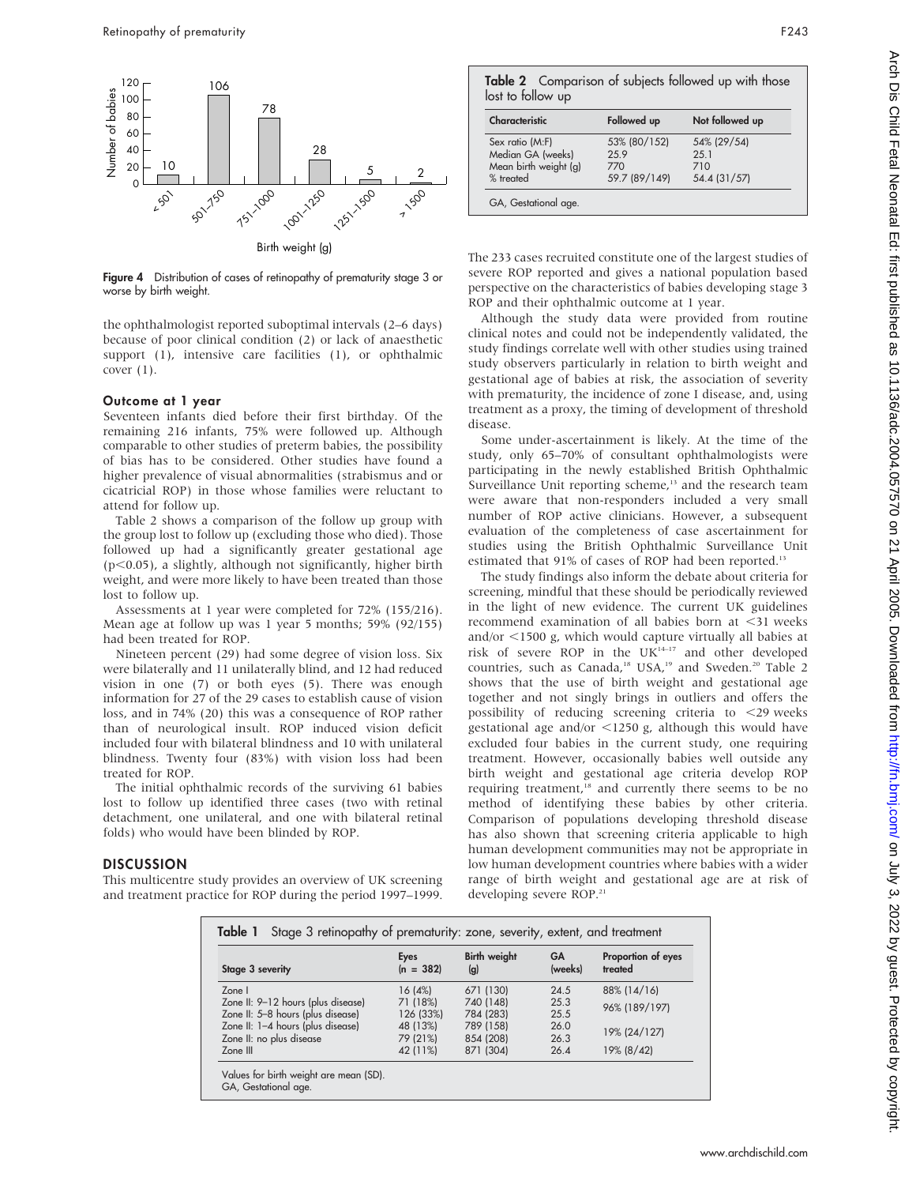Figure 4 Distribution of cases of retinopathy of prematurity stage 3 or worse by birth weight.

the ophthalmologist reported suboptimal intervals (2–6 days) because of poor clinical condition (2) or lack of anaesthetic support (1), intensive care facilities (1), or ophthalmic cover (1).

### Outcome at 1 year

Seventeen infants died before their first birthday. Of the remaining 216 infants, 75% were followed up. Although comparable to other studies of preterm babies, the possibility of bias has to be considered. Other studies have found a higher prevalence of visual abnormalities (strabismus and or cicatricial ROP) in those whose families were reluctant to attend for follow up.

Table 2 shows a comparison of the follow up group with the group lost to follow up (excluding those who died). Those followed up had a significantly greater gestational age ($p<0.05$), a slightly, although not significantly, higher birth weight, and were more likely to have been treated than those lost to follow up.

Assessments at 1 year were completed for 72% (155/216). Mean age at follow up was 1 year 5 months; 59% (92/155) had been treated for ROP.

Nineteen percent (29) had some degree of vision loss. Six were bilaterally and 11 unilaterally blind, and 12 had reduced vision in one (7) or both eyes (5). There was enough information for 27 of the 29 cases to establish cause of vision loss, and in 74% (20) this was a consequence of ROP rather than of neurological insult. ROP induced vision deficit included four with bilateral blindness and 10 with unilateral blindness. Twenty four (83%) with vision loss had been treated for ROP.

The initial ophthalmic records of the surviving 61 babies lost to follow up identified three cases (two with retinal detachment, one unilateral, and one with bilateral retinal folds) who would have been blinded by ROP.

## DISCUSSION

This multicentre study provides an overview of UK screening and treatment practice for ROP during the period 1997–1999.

**Table 2** Comparison of subjects followed up with those lost to follow up

| Characteristic | Followed up | Not followed up |
|---|---|---|
| Sex ratio (M:F) | 53% (80/152) | 54% (29/54) |
| Median GA (weeks) | 25.9 | 25.1 |
| Mean birth weight (g) | 770 | 710 |
| % treated | 59.7 (89/149) | 54.4 (31/57) |

GA, Gestational age.

The 233 cases recruited constitute one of the largest studies of severe ROP reported and gives a national population based perspective on the characteristics of babies developing stage 3 ROP and their ophthalmic outcome at 1 year.

Although the study data were provided from routine clinical notes and could not be independently validated, the study findings correlate well with other studies using trained study observers particularly in relation to birth weight and gestational age of babies at risk, the association of severity with prematurity, the incidence of zone I disease, and, using treatment as a proxy, the timing of development of threshold disease.

Some under-ascertainment is likely. At the time of the study, only 65–70% of consultant ophthalmologists were participating in the newly established British Ophthalmic Surveillance Unit reporting scheme,[13] and the research team were aware that non-responders included a very small number of ROP active clinicians. However, a subsequent evaluation of the completeness of case ascertainment for studies using the British Ophthalmic Surveillance Unit estimated that 91% of cases of ROP had been reported.[13]

The study findings also inform the debate about criteria for screening, mindful that these should be periodically reviewed in the light of new evidence. The current UK guidelines recommend examination of all babies born at <31 weeks and/or <1500 g, which would capture virtually all babies at risk of severe ROP in the UK[14–17] and other developed countries, such as Canada,[18] USA,[19] and Sweden.[20] Table 2 shows that the use of birth weight and gestational age together and not singly brings in outliers and offers the possibility of reducing screening criteria to <29 weeks gestational age and/or <1250 g, although this would have excluded four babies in the current study, one requiring treatment. However, occasionally babies well outside any birth weight and gestational age criteria develop ROP requiring treatment,[18] and currently there seems to be no method of identifying these babies by other criteria. Comparison of populations developing threshold disease has also shown that screening criteria applicable to high human development communities may not be appropriate in low human development countries where babies with a wider range of birth weight and gestational age are at risk of developing severe ROP.[21]

**Table 1** Stage 3 retinopathy of prematurity: zone, severity, extent, and treatment

| Stage 3 severity | Eyes (n = 382) | Birth weight (g) | GA (weeks) | Proportion of eyes treated |
|---|---|---|---|---|
| Zone I | 16 (4%) | 671 (130) | 24.5 | 88% (14/16) |
| Zone II: 9–12 hours (plus disease) | 71 (18%) | 740 (148) | 25.3 | 96% (189/197) |
| Zone II: 5–8 hours (plus disease) | 126 (33%) | 784 (283) | 25.5 | |
| Zone II: 1–4 hours (plus disease) | 48 (13%) | 789 (158) | 26.0 | 19% (24/127) |
| Zone II: no plus disease | 79 (21%) | 854 (208) | 26.3 | |
| Zone III | 42 (11%) | 871 (304) | 26.4 | 19% (8/42) |

Values for birth weight are mean (SD).
GA, Gestational age.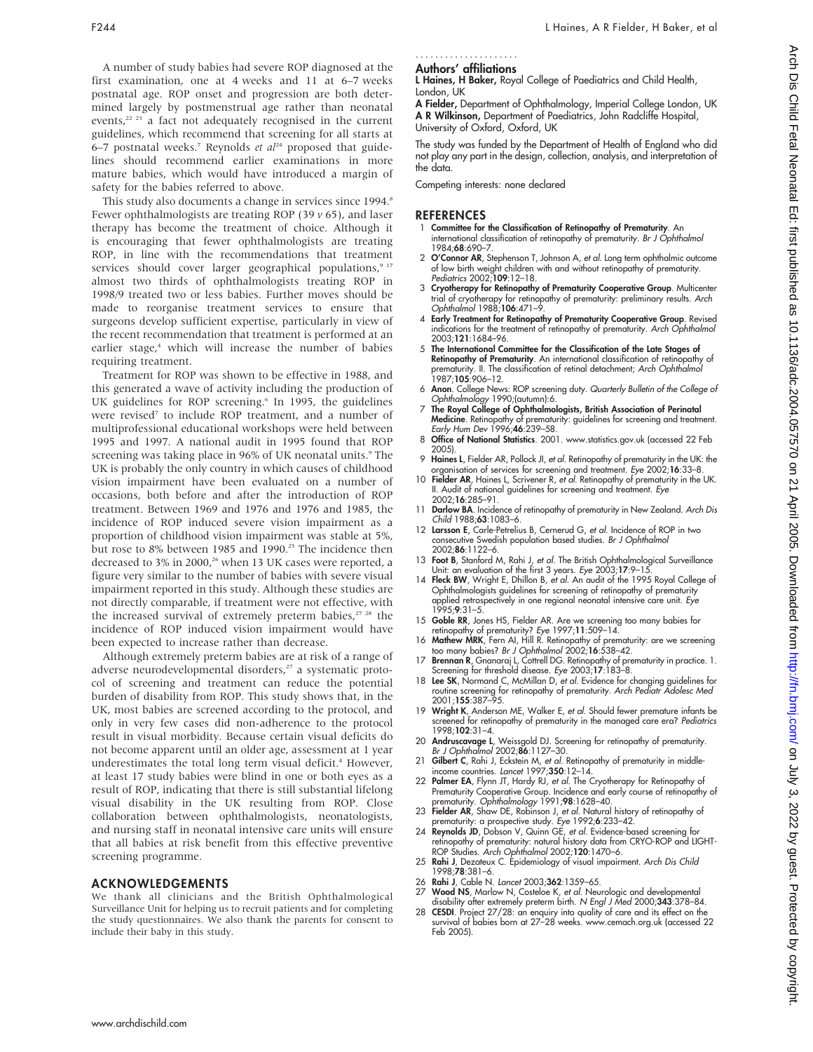A number of study babies had severe ROP diagnosed at the first examination, one at 4 weeks and 11 at 6–7 weeks postnatal age. ROP onset and progression are both determined largely by postmenstrual age rather than neonatal events,[22 23] a fact not adequately recognised in the current guidelines, which recommend that screening for all starts at 6–7 postnatal weeks.[7] Reynolds *et al*[24] proposed that guidelines should recommend earlier examinations in more mature babies, which would have introduced a margin of safety for the babies referred to above.

This study also documents a change in services since 1994.[8] Fewer ophthalmologists are treating ROP (39 *v* 65), and laser therapy has become the treatment of choice. Although it is encouraging that fewer ophthalmologists are treating ROP, in line with the recommendations that treatment services should cover larger geographical populations,[9 17] almost two thirds of ophthalmologists treating ROP in 1998/9 treated two or less babies. Further moves should be made to reorganise treatment services to ensure that surgeons develop sufficient expertise, particularly in view of the recent recommendation that treatment is performed at an earlier stage,[4] which will increase the number of babies requiring treatment.

Treatment for ROP was shown to be effective in 1988, and this generated a wave of activity including the production of UK guidelines for ROP screening.[6] In 1995, the guidelines were revised[7] to include ROP treatment, and a number of multiprofessional educational workshops were held between 1995 and 1997. A national audit in 1995 found that ROP screening was taking place in 96% of UK neonatal units.[9] The UK is probably the only country in which causes of childhood vision impairment have been evaluated on a number of occasions, both before and after the introduction of ROP treatment. Between 1969 and 1976 and 1976 and 1985, the incidence of ROP induced severe vision impairment as a proportion of childhood vision impairment was stable at 5%, but rose to 8% between 1985 and 1990.[25] The incidence then decreased to 3% in 2000,[26] when 13 UK cases were reported, a figure very similar to the number of babies with severe visual impairment reported in this study. Although these studies are not directly comparable, if treatment were not effective, with the increased survival of extremely preterm babies,[27 28] the incidence of ROP induced vision impairment would have been expected to increase rather than decrease.

Although extremely preterm babies are at risk of a range of adverse neurodevelopmental disorders,[27] a systematic protocol of screening and treatment can reduce the potential burden of disability from ROP. This study shows that, in the UK, most babies are screened according to the protocol, and only in very few cases did non-adherence to the protocol result in visual morbidity. Because certain visual deficits do not become apparent until an older age, assessment at 1 year underestimates the total long term visual deficit.[4] However, at least 17 study babies were blind in one or both eyes as a result of ROP, indicating that there is still substantial lifelong visual disability in the UK resulting from ROP. Close collaboration between ophthalmologists, neonatologists, and nursing staff in neonatal intensive care units will ensure that all babies at risk benefit from this effective preventive screening programme.

## ACKNOWLEDGEMENTS

We thank all clinicians and the British Ophthalmological Surveillance Unit for helping us to recruit patients and for completing the study questionnaires. We also thank the parents for consent to include their baby in this study.

### Authors' affiliations

**L Haines, H Baker,** Royal College of Paediatrics and Child Health, London, UK

**A Fielder,** Department of Ophthalmology, Imperial College London, UK

**A R Wilkinson,** Department of Paediatrics, John Radcliffe Hospital, University of Oxford, Oxford, UK

The study was funded by the Department of Health of England who did not play any part in the design, collection, analysis, and interpretation of the data.

Competing interests: none declared

## REFERENCES

1. **Committee for the Classification of Retinopathy of Prematurity**. An international classification of retinopathy of prematurity. *Br J Ophthalmol* 1984;**68**:690–7.
2. **O'Connor AR**, Stephenson T, Johnson A, *et al*. Long term ophthalmic outcome of low birth weight children with and without retinopathy of prematurity. *Pediatrics* 2002;**109**:12–18.
3. **Cryotherapy for Retinopathy of Prematurity Cooperative Group**. Multicenter trial of cryotherapy for retinopathy of prematurity: preliminary results. *Arch Ophthalmol* 1988;**106**:471–9.
4. **Early Treatment for Retinopathy of Prematurity Cooperative Group**. Revised indications for the treatment of retinopathy of prematurity. *Arch Ophthalmol* 2003;**121**:1684–96.
5. **The International Committee for the Classification of the Late Stages of Retinopathy of Prematurity**. An international classification of retinopathy of prematurity. II. The classification of retinal detachment; *Arch Ophthalmol* 1987;**105**:906–12.
6. **Anon**. College News: ROP screening duty. *Quarterly Bulletin of the College of Ophthalmology* 1990;(autumn):6.
7. **The Royal College of Ophthalmologists, British Association of Perinatal Medicine**. Retinopathy of prematurity: guidelines for screening and treatment. *Early Hum Dev* 1996;**46**:239–58.
8. **Office of National Statistics**. 2001. www.statistics.gov.uk (accessed 22 Feb 2005).
9. **Haines L**, Fielder AR, Pollock JI, *et al*. Retinopathy of prematurity in the UK: the organisation of services for screening and treatment. *Eye* 2002;**16**:33–8.
10. **Fielder AR**, Haines L, Scrivener R, *et al*. Retinopathy of prematurity in the UK. II. Audit of national guidelines for screening and treatment. *Eye* 2002;**16**:285–91.
11. **Darlow BA**. Incidence of retinopathy of prematurity in New Zealand. *Arch Dis Child* 1988;**63**:1083–6.
12. **Larsson E**, Carle-Petrelius B, Cernerud G, *et al*. Incidence of ROP in two consecutive Swedish population based studies. *Br J Ophthalmol* 2002;**86**:1122–6.
13. **Foot B**, Stanford M, Rahi J, *et al*. The British Ophthalmological Surveillance Unit: an evaluation of the first 3 years. *Eye* 2003;**17**:9–15.
14. **Fleck BW**, Wright E, Dhillon B, *et al*. An audit of the 1995 Royal College of Ophthalmologists guidelines for screening of retinopathy of prematurity applied retrospectively in one regional neonatal intensive care unit. *Eye* 1995;**9**:31–5.
15. **Goble RR**, Jones HS, Fielder AR. Are we screening too many babies for retinopathy of prematurity? *Eye* 1997;**11**:509–14.
16. **Mathew MRK**, Fern AI, Hill R. Retinopathy of prematurity: are we screening too many babies? *Br J Ophthalmol* 2002;**16**:538–42.
17. **Brennan R**, Gnanaraj L, Cottrell DG. Retinopathy of prematurity in practice. 1. Screening for threshold disease. *Eye* 2003;**17**:183–8.
18. **Lee SK**, Normand C, McMillan D, *et al*. Evidence for changing guidelines for routine screening for retinopathy of prematurity. *Arch Pediatr Adolesc Med* 2001;**155**:387–95.
19. **Wright K**, Anderson ME, Walker E, *et al*. Should fewer premature infants be screened for retinopathy of prematurity in the managed care era? *Pediatrics* 1998;**102**:31–4.
20. **Andruscavage L**, Weissgold DJ. Screening for retinopathy of prematurity. *Br J Ophthalmol* 2002;**86**:1127–30.
21. **Gilbert C**, Rahi J, Eckstein M, *et al*. Retinopathy of prematurity in middle-income countries. *Lancet* 1997;**350**:12–14.
22. **Palmer EA**, Flynn JT, Hardy RJ, *et al*. The Cryotherapy for Retinopathy of Prematurity Cooperative Group. Incidence and early course of retinopathy of prematurity. *Ophthalmology* 1991;**98**:1628–40.
23. **Fielder AR**, Shaw DE, Robinson J, *et al*. Natural history of retinopathy of prematurity: a prospective study. *Eye* 1992;**6**:233–42.
24. **Reynolds JD**, Dobson V, Quinn GE, *et al*. Evidence-based screening for retinopathy of prematurity: natural history data from CRYO-ROP and LIGHT-ROP Studies. *Arch Ophthalmol* 2002;**120**:1470–6.
25. **Rahi J**, Dezateux C. Epidemiology of visual impairment. *Arch Dis Child* 1998;**78**:381–6.
26. **Rahi J**, Cable N. *Lancet* 2003;**362**:1359–65.
27. **Wood NS**, Marlow N, Costeloe K, *et al*. Neurologic and developmental disability after extremely preterm birth. *N Engl J Med* 2000;**343**:378–84.
28. **CESDI**. Project 27/28: an enquiry into quality of care and its effect on the survival of babies born at 27–28 weeks. www.cemach.org.uk (accessed 22 Feb 2005).